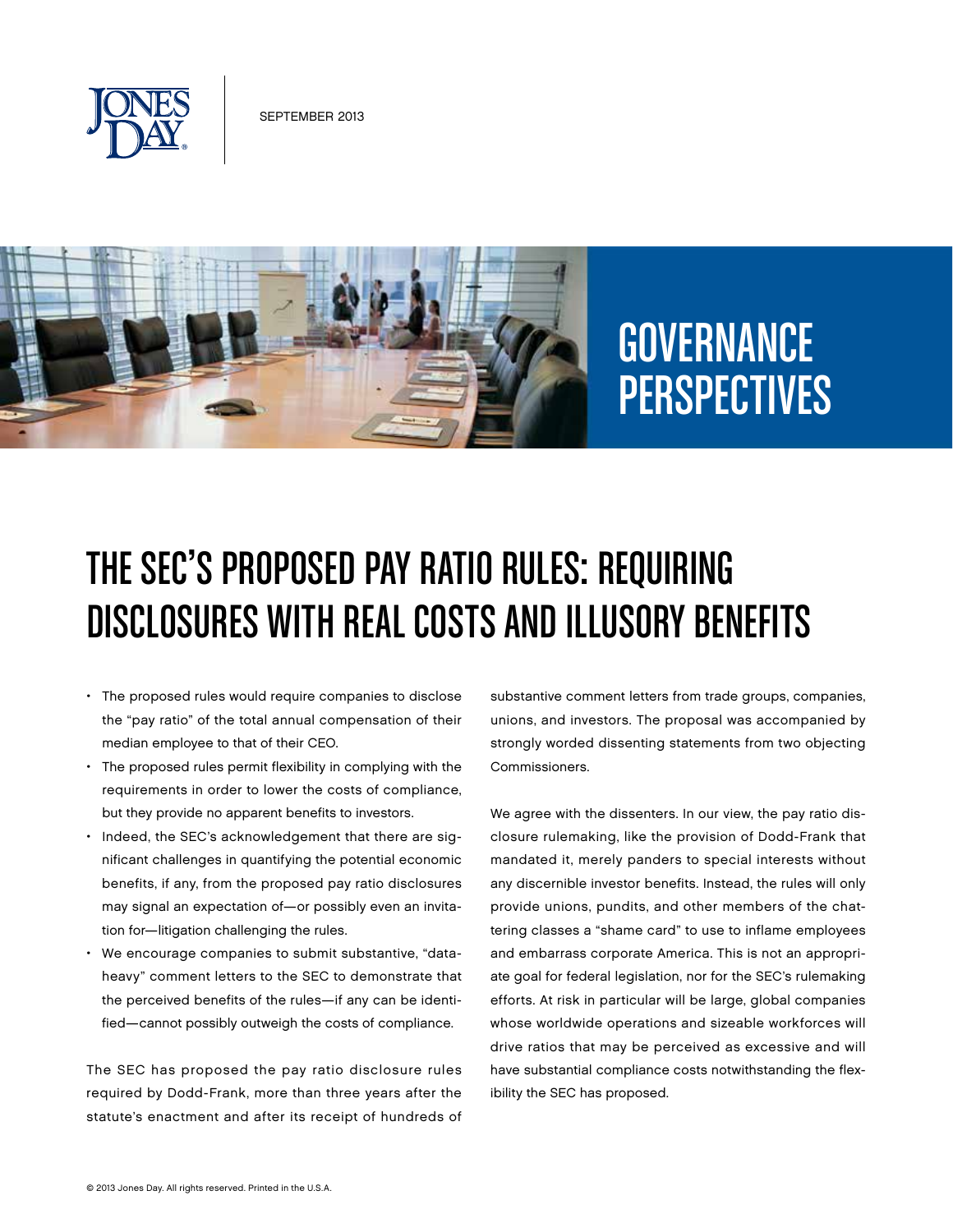SEPTEMBER 2013

# GOVERNANCE PERSPECTIVES

# THE SEC'S PROPOSED PAY RATIO RULES: REQUIRING DISCLOSURES WITH REAL COSTS AND ILLUSORY BENEFITS

- The proposed rules would require companies to disclose the "pay ratio" of the total annual compensation of their median employee to that of their CEO.
- The proposed rules permit flexibility in complying with the requirements in order to lower the costs of compliance, but they provide no apparent benefits to investors.
- Indeed, the SEC's acknowledgement that there are significant challenges in quantifying the potential economic benefits, if any, from the proposed pay ratio disclosures may signal an expectation of—or possibly even an invitation for—litigation challenging the rules.
- We encourage companies to submit substantive, "data-heavy" comment letters to the SEC to demonstrate that the perceived benefits of the rules—if any can be identified—cannot possibly outweigh the costs of compliance.

The SEC has proposed the pay ratio disclosure rules required by Dodd-Frank, more than three years after the statute's enactment and after its receipt of hundreds of substantive comment letters from trade groups, companies, unions, and investors. The proposal was accompanied by strongly worded dissenting statements from two objecting Commissioners.

We agree with the dissenters. In our view, the pay ratio disclosure rulemaking, like the provision of Dodd-Frank that mandated it, merely panders to special interests without any discernible investor benefits. Instead, the rules will only provide unions, pundits, and other members of the chattering classes a "shame card" to use to inflame employees and embarrass corporate America. This is not an appropriate goal for federal legislation, nor for the SEC's rulemaking efforts. At risk in particular will be large, global companies whose worldwide operations and sizeable workforces will drive ratios that may be perceived as excessive and will have substantial compliance costs notwithstanding the flexibility the SEC has proposed.

© 2013 Jones Day. All rights reserved. Printed in the U.S.A.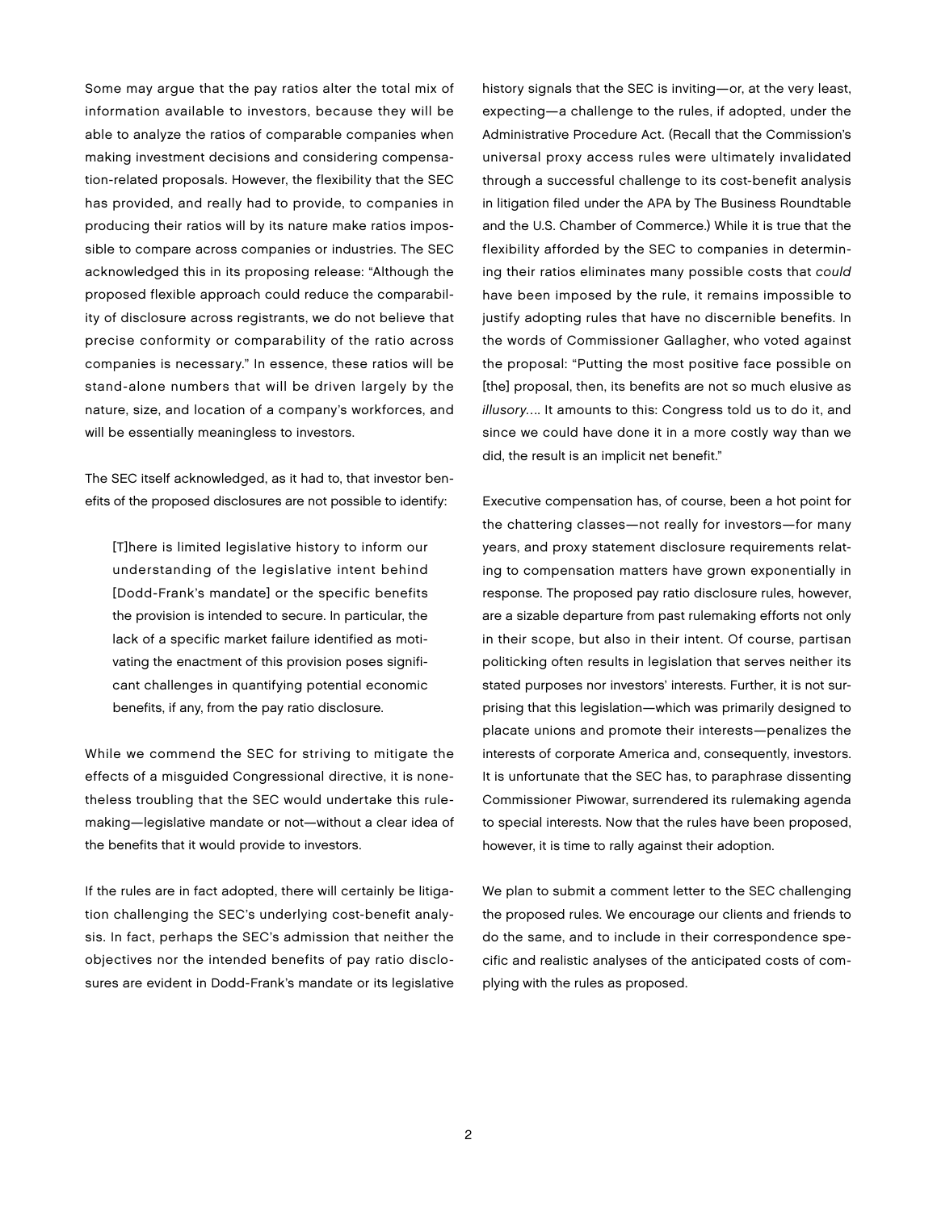Some may argue that the pay ratios alter the total mix of information available to investors, because they will be able to analyze the ratios of comparable companies when making investment decisions and considering compensation-related proposals. However, the flexibility that the SEC has provided, and really had to provide, to companies in producing their ratios will by its nature make ratios impossible to compare across companies or industries. The SEC acknowledged this in its proposing release: "Although the proposed flexible approach could reduce the comparability of disclosure across registrants, we do not believe that precise conformity or comparability of the ratio across companies is necessary." In essence, these ratios will be stand-alone numbers that will be driven largely by the nature, size, and location of a company's workforces, and will be essentially meaningless to investors.

The SEC itself acknowledged, as it had to, that investor benefits of the proposed disclosures are not possible to identify:

> [T]here is limited legislative history to inform our understanding of the legislative intent behind [Dodd-Frank's mandate] or the specific benefits the provision is intended to secure. In particular, the lack of a specific market failure identified as motivating the enactment of this provision poses significant challenges in quantifying potential economic benefits, if any, from the pay ratio disclosure.

While we commend the SEC for striving to mitigate the effects of a misguided Congressional directive, it is nonetheless troubling that the SEC would undertake this rulemaking—legislative mandate or not—without a clear idea of the benefits that it would provide to investors.

If the rules are in fact adopted, there will certainly be litigation challenging the SEC's underlying cost-benefit analysis. In fact, perhaps the SEC's admission that neither the objectives nor the intended benefits of pay ratio disclosures are evident in Dodd-Frank's mandate or its legislative history signals that the SEC is inviting—or, at the very least, expecting—a challenge to the rules, if adopted, under the Administrative Procedure Act. (Recall that the Commission's universal proxy access rules were ultimately invalidated through a successful challenge to its cost-benefit analysis in litigation filed under the APA by The Business Roundtable and the U.S. Chamber of Commerce.) While it is true that the flexibility afforded by the SEC to companies in determining their ratios eliminates many possible costs that *could* have been imposed by the rule, it remains impossible to justify adopting rules that have no discernible benefits. In the words of Commissioner Gallagher, who voted against the proposal: "Putting the most positive face possible on [the] proposal, then, its benefits are not so much elusive as *illusory*.... It amounts to this: Congress told us to do it, and since we could have done it in a more costly way than we did, the result is an implicit net benefit."

Executive compensation has, of course, been a hot point for the chattering classes—not really for investors—for many years, and proxy statement disclosure requirements relating to compensation matters have grown exponentially in response. The proposed pay ratio disclosure rules, however, are a sizable departure from past rulemaking efforts not only in their scope, but also in their intent. Of course, partisan politicking often results in legislation that serves neither its stated purposes nor investors' interests. Further, it is not surprising that this legislation—which was primarily designed to placate unions and promote their interests—penalizes the interests of corporate America and, consequently, investors. It is unfortunate that the SEC has, to paraphrase dissenting Commissioner Piwowar, surrendered its rulemaking agenda to special interests. Now that the rules have been proposed, however, it is time to rally against their adoption.

We plan to submit a comment letter to the SEC challenging the proposed rules. We encourage our clients and friends to do the same, and to include in their correspondence specific and realistic analyses of the anticipated costs of complying with the rules as proposed.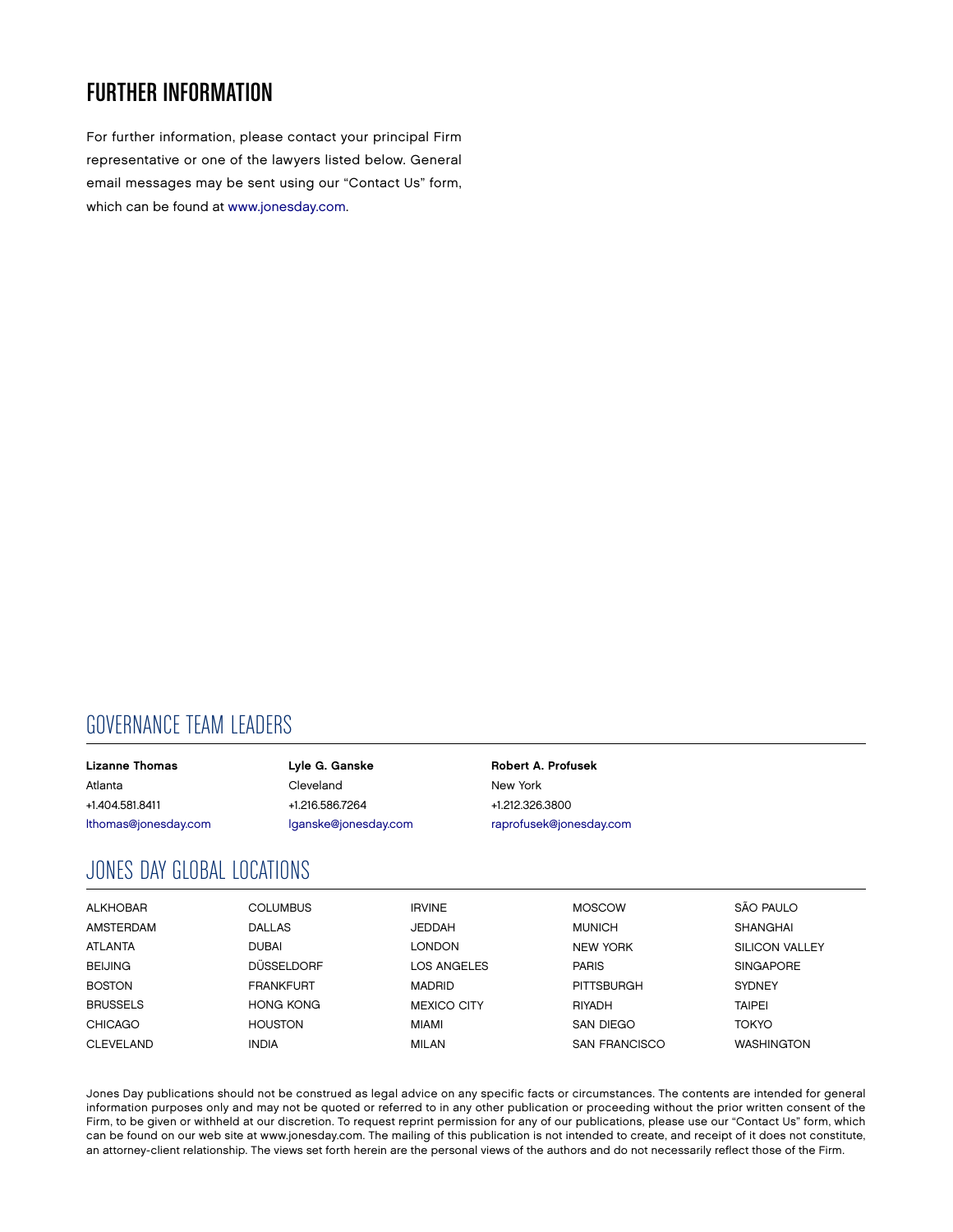## FURTHER INFORMATION

For further information, please contact your principal Firm representative or one of the lawyers listed below. General email messages may be sent using our "Contact Us" form, which can be found at www.jonesday.com.

## GOVERNANCE TEAM LEADERS

**Lizanne Thomas**
Atlanta
+1.404.581.8411
lthomas@jonesday.com

**Lyle G. Ganske**
Cleveland
+1.216.586.7264
lganske@jonesday.com

**Robert A. Profusek**
New York
+1.212.326.3800
raprofusek@jonesday.com

## JONES DAY GLOBAL LOCATIONS

| | | | | |
|---|---|---|---|---|
| ALKHOBAR | COLUMBUS | IRVINE | MOSCOW | SÃO PAULO |
| AMSTERDAM | DALLAS | JEDDAH | MUNICH | SHANGHAI |
| ATLANTA | DUBAI | LONDON | NEW YORK | SILICON VALLEY |
| BEIJING | DÜSSELDORF | LOS ANGELES | PARIS | SINGAPORE |
| BOSTON | FRANKFURT | MADRID | PITTSBURGH | SYDNEY |
| BRUSSELS | HONG KONG | MEXICO CITY | RIYADH | TAIPEI |
| CHICAGO | HOUSTON | MIAMI | SAN DIEGO | TOKYO |
| CLEVELAND | INDIA | MILAN | SAN FRANCISCO | WASHINGTON |

Jones Day publications should not be construed as legal advice on any specific facts or circumstances. The contents are intended for general information purposes only and may not be quoted or referred to in any other publication or proceeding without the prior written consent of the Firm, to be given or withheld at our discretion. To request reprint permission for any of our publications, please use our "Contact Us" form, which can be found on our web site at www.jonesday.com. The mailing of this publication is not intended to create, and receipt of it does not constitute, an attorney-client relationship. The views set forth herein are the personal views of the authors and do not necessarily reflect those of the Firm.